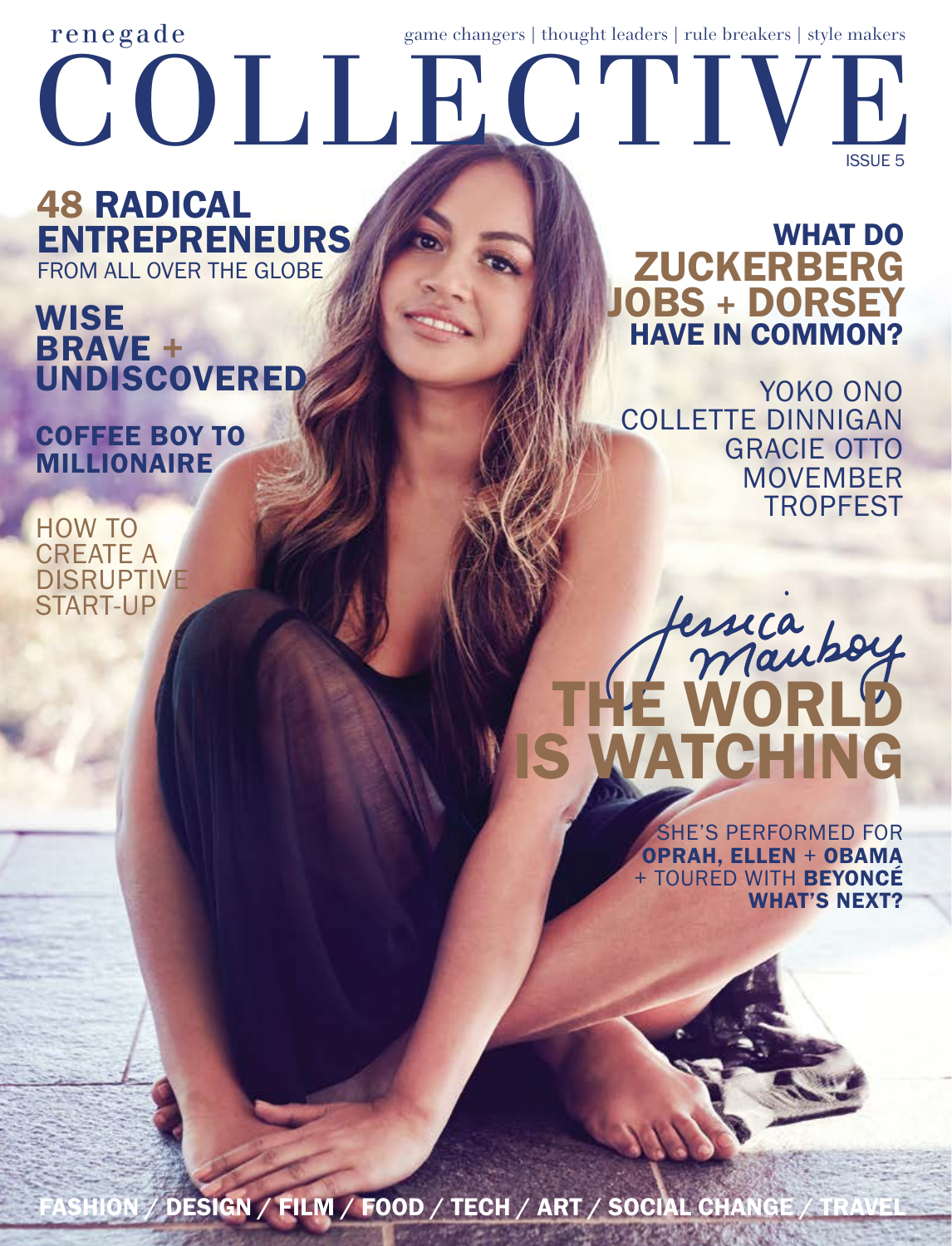renegade

game changers | thought leaders | rule breakers | style makers

# COLLECTIVE

ISSUE 5

## 48 RADICAL ENTREPRENEURS
FROM ALL OVER THE GLOBE

## WISE BRAVE + UNDISCOVERED

## COFFEE BOY TO MILLIONAIRE

HOW TO CREATE A DISRUPTIVE START-UP

## WHAT DO ZUCKERBERG JOBS + DORSEY HAVE IN COMMON?

YOKO ONO
COLLETTE DINNIGAN
GRACIE OTTO
MOVEMBER
TROPFEST

Jessica Mauboy

# THE WORLD IS WATCHING

SHE'S PERFORMED FOR **OPRAH, ELLEN** + **OBAMA** + TOURED WITH **BEYONCÉ** **WHAT'S NEXT?**

FASHION / DESIGN / FILM / FOOD / TECH / ART / SOCIAL CHANGE / TRAVEL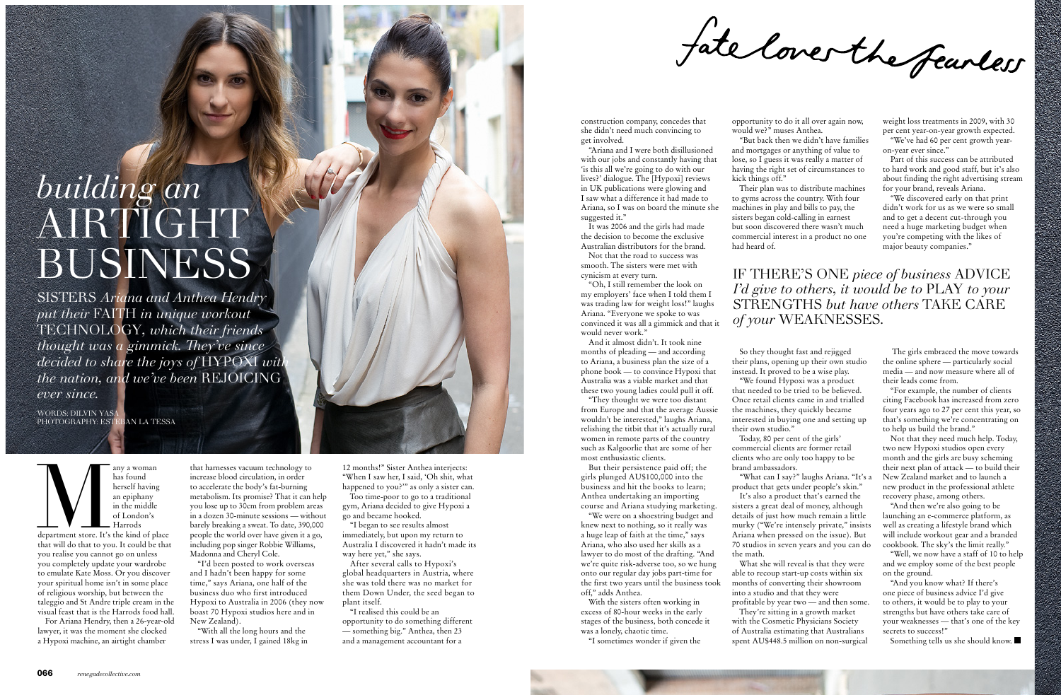# *building an* AIRTIGHT BUSINESS

SISTERS *Ariana and Anthea Hendry put their* FAITH *in unique workout* TECHNOLOGY, *which their friends thought was a gimmick. They've since decided to share the joys of* HYPOXI *with the nation, and we've been* REJOICING *ever since.*

WORDS: DILVIN YASA
PHOTOGRAPHY: ESTEBAN LA TESSA

Many a woman has found herself having an epiphany in the middle of London's Harrods department store. It's the kind of place that will do that to you. It could be that you realise you cannot go on unless you completely update your wardrobe to emulate Kate Moss. Or you discover your spiritual home isn't in some place of religious worship, but between the taleggio and St Andre triple cream in the visual feast that is the Harrods food hall.

For Ariana Hendry, then a 26-year-old lawyer, it was the moment she clocked a Hypoxi machine, an airtight chamber that harnesses vacuum technology to increase blood circulation, in order to accelerate the body's fat-burning metabolism. Its promise? That it can help you lose up to 30cm from problem areas in a dozen 30-minute sessions — without barely breaking a sweat. To date, 390,000 people the world over have given it a go, including pop singer Robbie Williams, Madonna and Cheryl Cole.

"I'd been posted to work overseas and I hadn't been happy for some time," says Ariana, one half of the business duo who first introduced Hypoxi to Australia in 2006 (they now boast 70 Hypoxi studios here and in New Zealand).

"With all the long hours and the stress I was under, I gained 18kg in 12 months!" Sister Anthea interjects: "When I saw her, I said, 'Oh shit, what happened to you?'" as only a sister can.

Too time-poor to go to a traditional gym, Ariana decided to give Hypoxi a go and became hooked.

"I began to see results almost immediately, but upon my return to Australia I discovered it hadn't made its way here yet," she says.

After several calls to Hypoxi's global headquarters in Austria, where she was told there was no market for them Down Under, the seed began to plant itself.

"I realised this could be an opportunity to do something different — something big." Anthea, then 23 and a management accountant for a construction company, concedes that she didn't need much convincing to get involved.

"Ariana and I were both disillusioned with our jobs and constantly having that 'is this all we're going to do with our lives?' dialogue. The [Hypoxi] reviews in UK publications were glowing and I saw what a difference it had made to Ariana, so I was on board the minute she suggested it."

It was 2006 and the girls had made the decision to become the exclusive Australian distributors for the brand.

Not that the road to success was smooth. The sisters were met with cynicism at every turn.

"Oh, I still remember the look on my employers' face when I told them I was trading law for weight loss!" laughs Ariana. "Everyone we spoke to was convinced it was all a gimmick and that it would never work."

And it almost didn't. It took nine months of pleading — and according to Ariana, a business plan the size of a phone book — to convince Hypoxi that Australia was a viable market and that these two young ladies could pull it off.

"They thought we were too distant from Europe and that the average Aussie wouldn't be interested," laughs Ariana, relishing the titbit that it's actually rural women in remote parts of the country such as Kalgoorlie that are some of her most enthusiastic clients.

But their persistence paid off; the girls plunged AU$100,000 into the business and hit the books to learn; Anthea undertaking an importing course and Ariana studying marketing.

"We were on a shoestring budget and knew next to nothing, so it really was a huge leap of faith at the time," says Ariana, who also used her skills as a lawyer to do most of the drafting. "And we're quite risk-adverse too, so we hung onto our regular day jobs part-time for the first two years until the business took off," adds Anthea.

With the sisters often working in excess of 80-hour weeks in the early stages of the business, both concede it was a lonely, chaotic time.

"I sometimes wonder if given the opportunity to do it all over again now, would we?" muses Anthea.

"But back then we didn't have families and mortgages or anything of value to lose, so I guess it was really a matter of having the right set of circumstances to kick things off."

Their plan was to distribute machines to gyms across the country. With four machines in play and bills to pay, the sisters began cold-calling in earnest but soon discovered there wasn't much commercial interest in a product no one had heard of.

> IF THERE'S ONE *piece of business* ADVICE *I'd give to others, it would be to* PLAY *to your* STRENGTHS *but have others* TAKE CARE *of your* WEAKNESSES.

So they thought fast and rejigged their plans, opening up their own studio instead. It proved to be a wise play.

"We found Hypoxi was a product that needed to be tried to be believed. Once retail clients came in and trialled the machines, they quickly became interested in buying one and setting up their own studio."

Today, 80 per cent of the girls' commercial clients are former retail clients who are only too happy to be brand ambassadors.

"What can I say?" laughs Ariana. "It's a product that gets under people's skin."

It's also a product that's earned the sisters a great deal of money, although details of just how much remain a little murky ("We're intensely private," insists Ariana when pressed on the issue). But 70 studios in seven years and you can do the math.

What she will reveal is that they were able to recoup start-up costs within six months of converting their showroom into a studio and that they were profitable by year two — and then some.

They're sitting in a growth market with the Cosmetic Physicians Society of Australia estimating that Australians spent AU$448.5 million on non-surgical weight loss treatments in 2009, with 30 per cent year-on-year growth expected.

"We've had 60 per cent growth year-on-year ever since."

Part of this success can be attributed to hard work and good staff, but it's also about finding the right advertising stream for your brand, reveals Ariana.

"We discovered early on that print didn't work for us as we were so small and to get a decent cut-through you need a huge marketing budget when you're competing with the likes of major beauty companies."

The girls embraced the move towards the online sphere — particularly social media — and now measure where all of their leads come from.

"For example, the number of clients citing Facebook has increased from zero four years ago to 27 per cent this year, so that's something we're concentrating on to help us build the brand."

Not that they need much help. Today, two new Hypoxi studios open every month and the girls are busy scheming their next plan of attack — to build their New Zealand market and to launch a new product in the professional athlete recovery phase, among others.

"And then we're also going to be launching an e-commerce platform, as well as creating a lifestyle brand which will include workout gear and a branded cookbook. The sky's the limit really."

"Well, we now have a staff of 10 to help and we employ some of the best people on the ground.

"And you know what? If there's one piece of business advice I'd give to others, it would be to play to your strengths but have others take care of your weaknesses — that's one of the key secrets to success!"

Something tells us she should know. ■